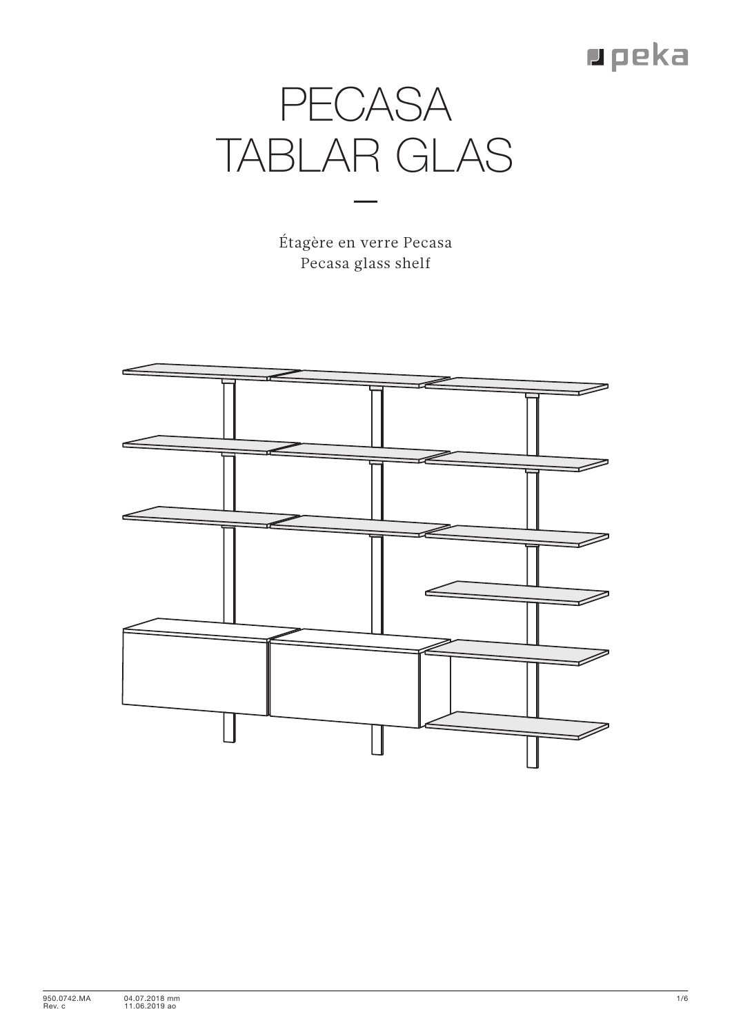peka

# PECASA TABLAR GLAS

—

Étagère en verre Pecasa
Pecasa glass shelf

950.0742.MA
Rev. c

04.07.2018 mm
11.06.2019 ao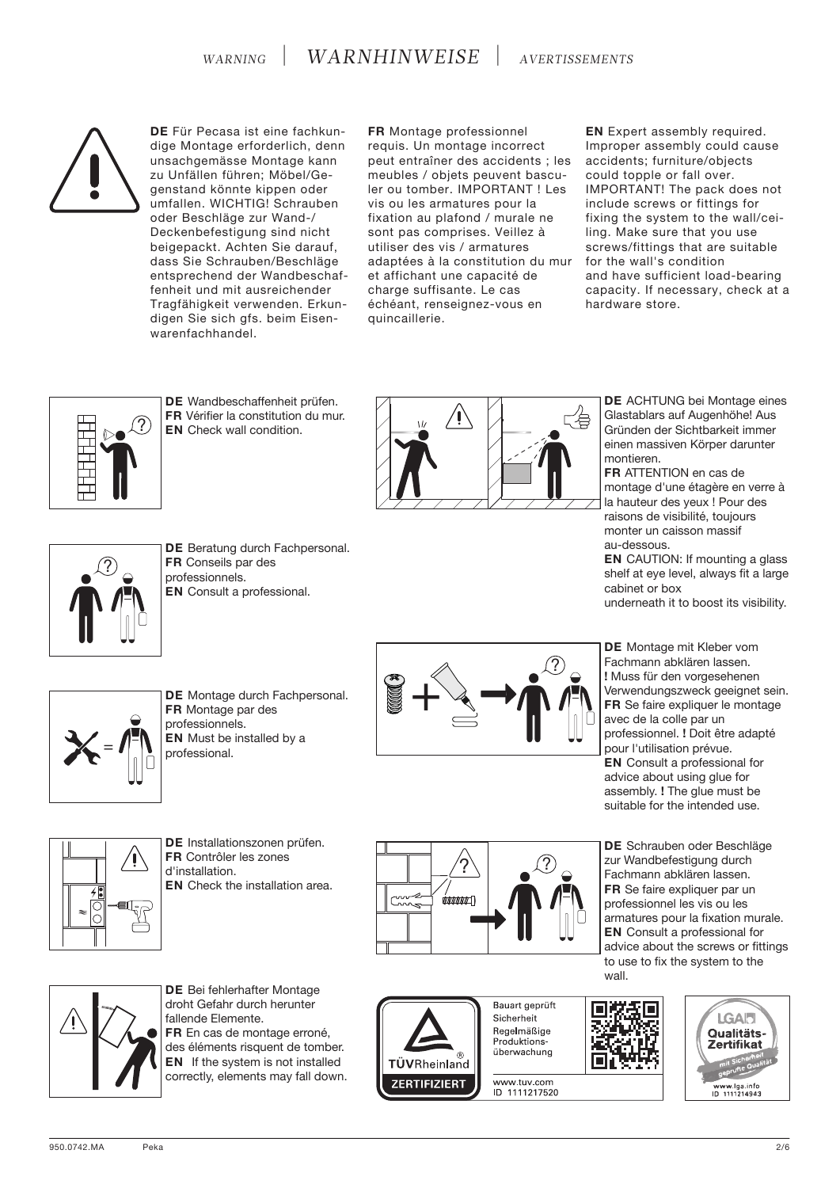# WARNING | WARNHINWEISE | AVERTISSEMENTS

**DE** Für Pecasa ist eine fachkundige Montage erforderlich, denn unsachgemässe Montage kann zu Unfällen führen; Möbel/Gegenstand könnte kippen oder umfallen. WICHTIG! Schrauben oder Beschläge zur Wand-/Deckenbefestigung sind nicht beigepackt. Achten Sie darauf, dass Sie Schrauben/Beschläge entsprechend der Wandbeschaffenheit und mit ausreichender Tragfähigkeit verwenden. Erkundigen Sie sich gfs. beim Eisenwarenfachhandel.

**FR** Montage professionnel requis. Un montage incorrect peut entraîner des accidents ; les meubles / objets peuvent basculer ou tomber. IMPORTANT ! Les vis ou les armatures pour la fixation au plafond / murale ne sont pas comprises. Veillez à utiliser des vis / armatures adaptées à la constitution du mur et affichant une capacité de charge suffisante. Le cas échéant, renseignez-vous en quincaillerie.

**EN** Expert assembly required. Improper assembly could cause accidents; furniture/objects could topple or fall over. IMPORTANT! The pack does not include screws or fittings for fixing the system to the wall/ceiling. Make sure that you use screws/fittings that are suitable for the wall's condition and have sufficient load-bearing capacity. If necessary, check at a hardware store.

**DE** Wandbeschaffenheit prüfen.
**FR** Vérifier la constitution du mur.
**EN** Check wall condition.

**DE** Beratung durch Fachpersonal.
**FR** Conseils par des professionnels.
**EN** Consult a professional.

**DE** Montage durch Fachpersonal.
**FR** Montage par des professionnels.
**EN** Must be installed by a professional.

**DE** Installationszonen prüfen.
**FR** Contrôler les zones d'installation.
**EN** Check the installation area.

**DE** Bei fehlerhafter Montage droht Gefahr durch herunter fallende Elemente.
**FR** En cas de montage erroné, des éléments risquent de tomber.
**EN** If the system is not installed correctly, elements may fall down.

**DE** ACHTUNG bei Montage eines Glastablars auf Augenhöhe! Aus Gründen der Sichtbarkeit immer einen massiven Körper darunter montieren.
**FR** ATTENTION en cas de montage d'une étagère en verre à la hauteur des yeux ! Pour des raisons de visibilité, toujours monter un caisson massif au-dessous.
**EN** CAUTION: If mounting a glass shelf at eye level, always fit a large cabinet or box underneath it to boost its visibility.

**DE** Montage mit Kleber vom Fachmann abklären lassen. **!** Muss für den vorgesehenen Verwendungszweck geeignet sein.
**FR** Se faire expliquer le montage avec de la colle par un professionnel. **!** Doit être adapté pour l'utilisation prévue.
**EN** Consult a professional for advice about using glue for assembly. **!** The glue must be suitable for the intended use.

**DE** Schrauben oder Beschläge zur Wandbefestigung durch Fachmann abklären lassen.
**FR** Se faire expliquer par un professionnel les vis ou les armatures pour la fixation murale.
**EN** Consult a professional for advice about the screws or fittings to use to fix the system to the wall.

TÜVRheinland® ZERTIFIZIERT
Bauart geprüft
Sicherheit
Regelmäßige Produktionsüberwachung
www.tuv.com
ID 1111217520

LGA Qualitäts-Zertifikat
mit Sicherheit geprüfte Qualität
www.lga.info
ID 1111214943

950.0742.MA Peka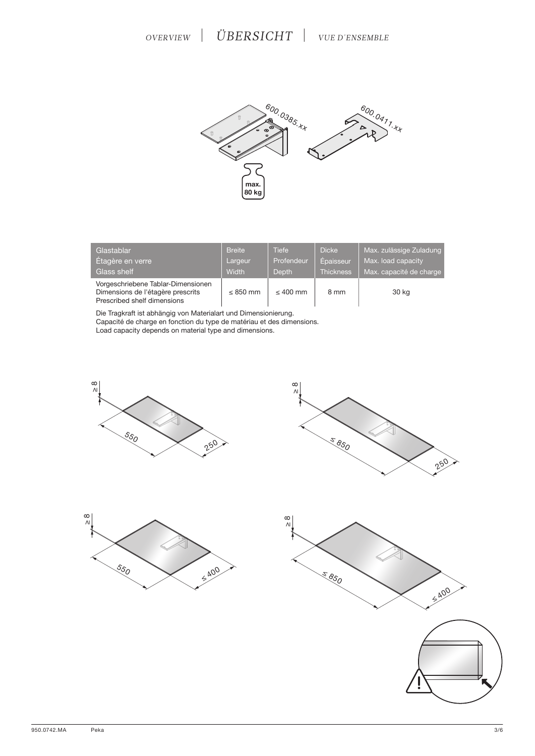# OVERVIEW | ÜBERSICHT | VUE D'ENSEMBLE

600.0385.xx

600.0411.xx

max. 80 kg

| Glastablar<br>Étagère en verre<br>Glass shelf | Breite<br>Largeur<br>Width | Tiefe<br>Profendeur<br>Depth | Dicke<br>Épaisseur<br>Thickness | Max. zulässige Zuladung<br>Max. load capacity<br>Max. capacité de charge |
|---|---|---|---|---|
| Vorgeschriebene Tablar-Dimensionen<br>Dimensions de l'étagère prescrits<br>Prescribed shelf dimensions | ≤ 850 mm | ≤ 400 mm | 8 mm | 30 kg |

Die Tragkraft ist abhängig von Materialart und Dimensionierung.
Capacité de charge en fonction du type de matériau et des dimensions.
Load capacity depends on material type and dimensions.

≥ 8 — 550 — 250

≥ 8 — ≤ 850 — 250

≥ 8 — 550 — ≤ 400

≥ 8 — ≤ 850 — ≤ 400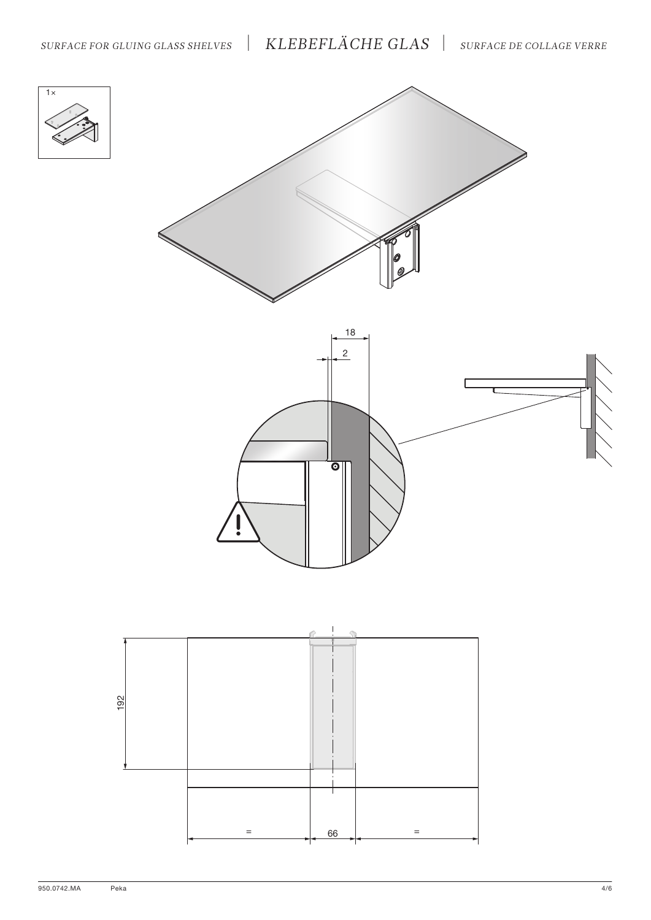*SURFACE FOR GLUING GLASS SHELVES* | *KLEBEFLÄCHE GLAS* | *SURFACE DE COLLAGE VERRE*

1×

18

2

192

=

66

=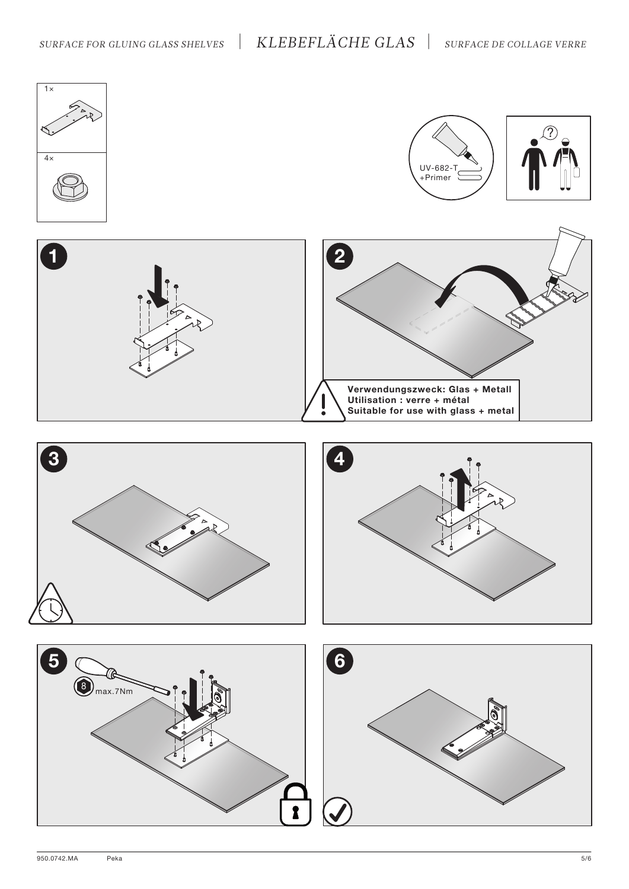*SURFACE FOR GLUING GLASS SHELVES* | *KLEBEFLÄCHE GLAS* | *SURFACE DE COLLAGE VERRE*

1×

4×

UV-682-T
+Primer

1

2

**Verwendungszweck: Glas + Metall**
**Utilisation : verre + métal**
**Suitable for use with glass + metal**

3

4

5

8 max.7Nm

6

950.0742.MA Peka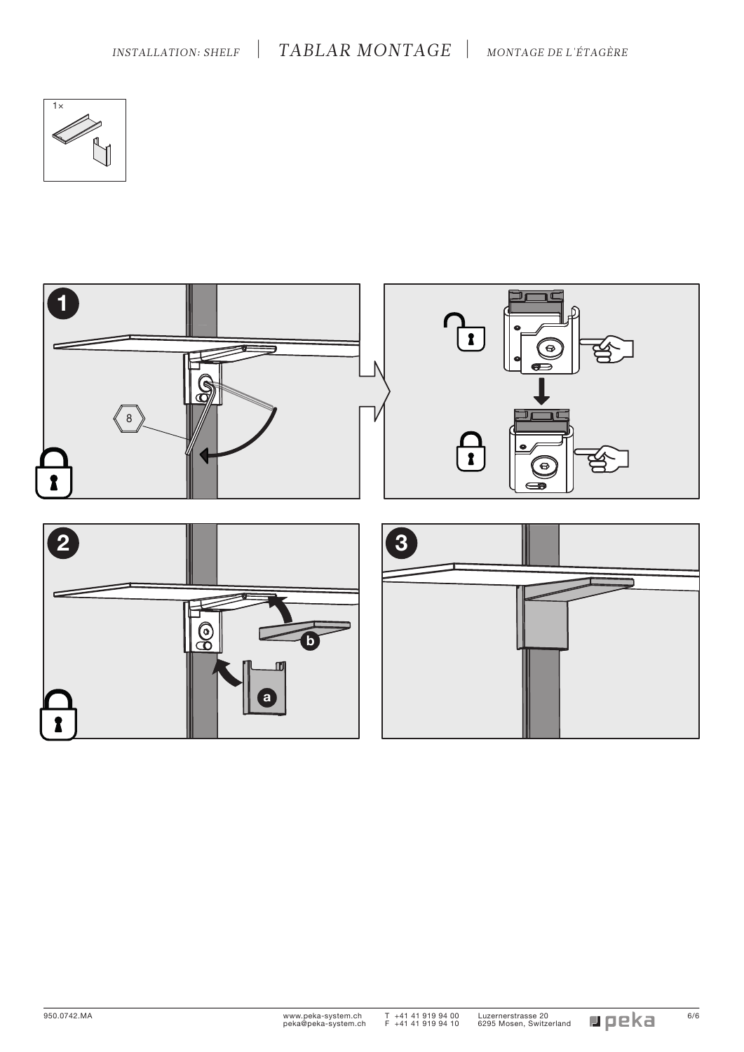*INSTALLATION: SHELF* | *TABLAR MONTAGE* | *MONTAGE DE L'ÉTAGÈRE*

1×

1

8

2

a

b

3

950.0742.MA

www.peka-system.ch
peka@peka-system.ch

T +41 41 919 94 00
F +41 41 919 94 10

Luzernerstrasse 20
6295 Mosen, Switzerland

peka